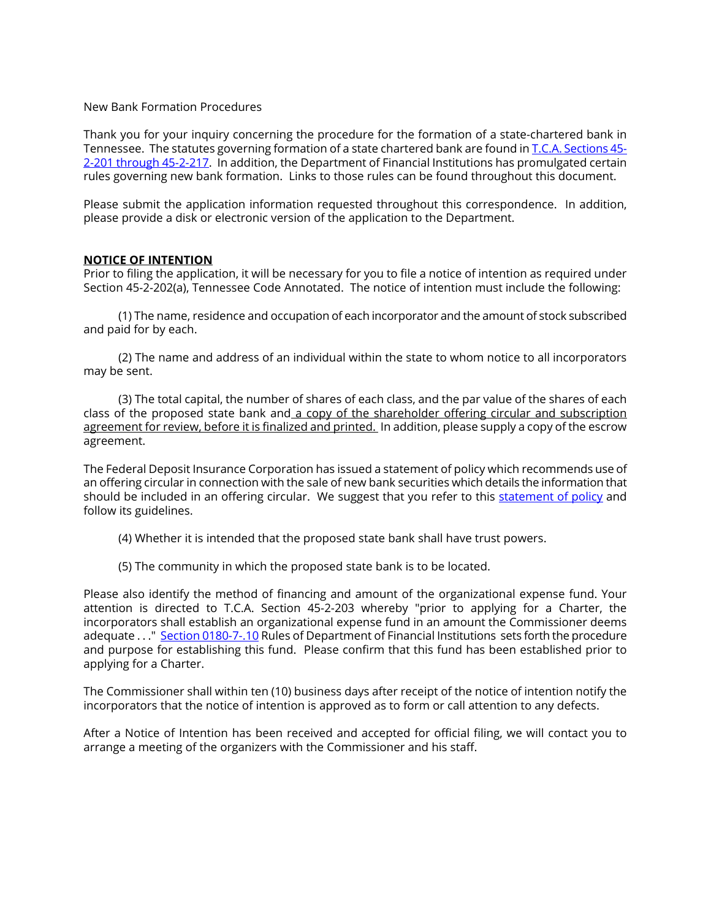New Bank Formation Procedures

Thank you for your inquiry concerning the procedure for the formation of a state-chartered bank in Tennessee. The statutes governing formation of a state chartered bank are found in T.C.A. Sections 45-2-201 through 45-2-217. In addition, the Department of Financial Institutions has promulgated certain rules governing new bank formation. Links to those rules can be found throughout this document.

Please submit the application information requested throughout this correspondence. In addition, please provide a disk or electronic version of the application to the Department.

**NOTICE OF INTENTION**

Prior to filing the application, it will be necessary for you to file a notice of intention as required under Section 45-2-202(a), Tennessee Code Annotated. The notice of intention must include the following:

(1) The name, residence and occupation of each incorporator and the amount of stock subscribed and paid for by each.

(2) The name and address of an individual within the state to whom notice to all incorporators may be sent.

(3) The total capital, the number of shares of each class, and the par value of the shares of each class of the proposed state bank and a copy of the shareholder offering circular and subscription agreement for review, before it is finalized and printed. In addition, please supply a copy of the escrow agreement.

The Federal Deposit Insurance Corporation has issued a statement of policy which recommends use of an offering circular in connection with the sale of new bank securities which details the information that should be included in an offering circular. We suggest that you refer to this statement of policy and follow its guidelines.

(4) Whether it is intended that the proposed state bank shall have trust powers.

(5) The community in which the proposed state bank is to be located.

Please also identify the method of financing and amount of the organizational expense fund. Your attention is directed to T.C.A. Section 45-2-203 whereby "prior to applying for a Charter, the incorporators shall establish an organizational expense fund in an amount the Commissioner deems adequate . . ." Section 0180-7-.10 Rules of Department of Financial Institutions sets forth the procedure and purpose for establishing this fund. Please confirm that this fund has been established prior to applying for a Charter.

The Commissioner shall within ten (10) business days after receipt of the notice of intention notify the incorporators that the notice of intention is approved as to form or call attention to any defects.

After a Notice of Intention has been received and accepted for official filing, we will contact you to arrange a meeting of the organizers with the Commissioner and his staff.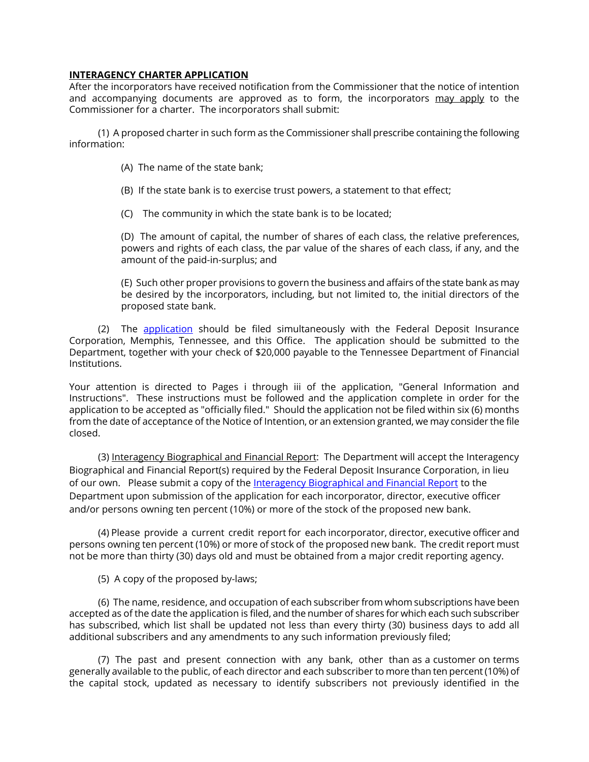**INTERAGENCY CHARTER APPLICATION**

After the incorporators have received notification from the Commissioner that the notice of intention and accompanying documents are approved as to form, the incorporators may apply to the Commissioner for a charter. The incorporators shall submit:

(1) A proposed charter in such form as the Commissioner shall prescribe containing the following information:

(A) The name of the state bank;

(B) If the state bank is to exercise trust powers, a statement to that effect;

(C) The community in which the state bank is to be located;

(D) The amount of capital, the number of shares of each class, the relative preferences, powers and rights of each class, the par value of the shares of each class, if any, and the amount of the paid-in-surplus; and

(E) Such other proper provisions to govern the business and affairs of the state bank as may be desired by the incorporators, including, but not limited to, the initial directors of the proposed state bank.

(2) The application should be filed simultaneously with the Federal Deposit Insurance Corporation, Memphis, Tennessee, and this Office. The application should be submitted to the Department, together with your check of $20,000 payable to the Tennessee Department of Financial Institutions.

Your attention is directed to Pages i through iii of the application, "General Information and Instructions". These instructions must be followed and the application complete in order for the application to be accepted as "officially filed." Should the application not be filed within six (6) months from the date of acceptance of the Notice of Intention, or an extension granted, we may consider the file closed.

(3) Interagency Biographical and Financial Report: The Department will accept the Interagency Biographical and Financial Report(s) required by the Federal Deposit Insurance Corporation, in lieu of our own. Please submit a copy of the Interagency Biographical and Financial Report to the Department upon submission of the application for each incorporator, director, executive officer and/or persons owning ten percent (10%) or more of the stock of the proposed new bank.

(4) Please provide a current credit report for each incorporator, director, executive officer and persons owning ten percent (10%) or more of stock of the proposed new bank. The credit report must not be more than thirty (30) days old and must be obtained from a major credit reporting agency.

(5) A copy of the proposed by-laws;

(6) The name, residence, and occupation of each subscriber from whom subscriptions have been accepted as of the date the application is filed, and the number of shares for which each such subscriber has subscribed, which list shall be updated not less than every thirty (30) business days to add all additional subscribers and any amendments to any such information previously filed;

(7) The past and present connection with any bank, other than as a customer on terms generally available to the public, of each director and each subscriber to more than ten percent (10%) of the capital stock, updated as necessary to identify subscribers not previously identified in the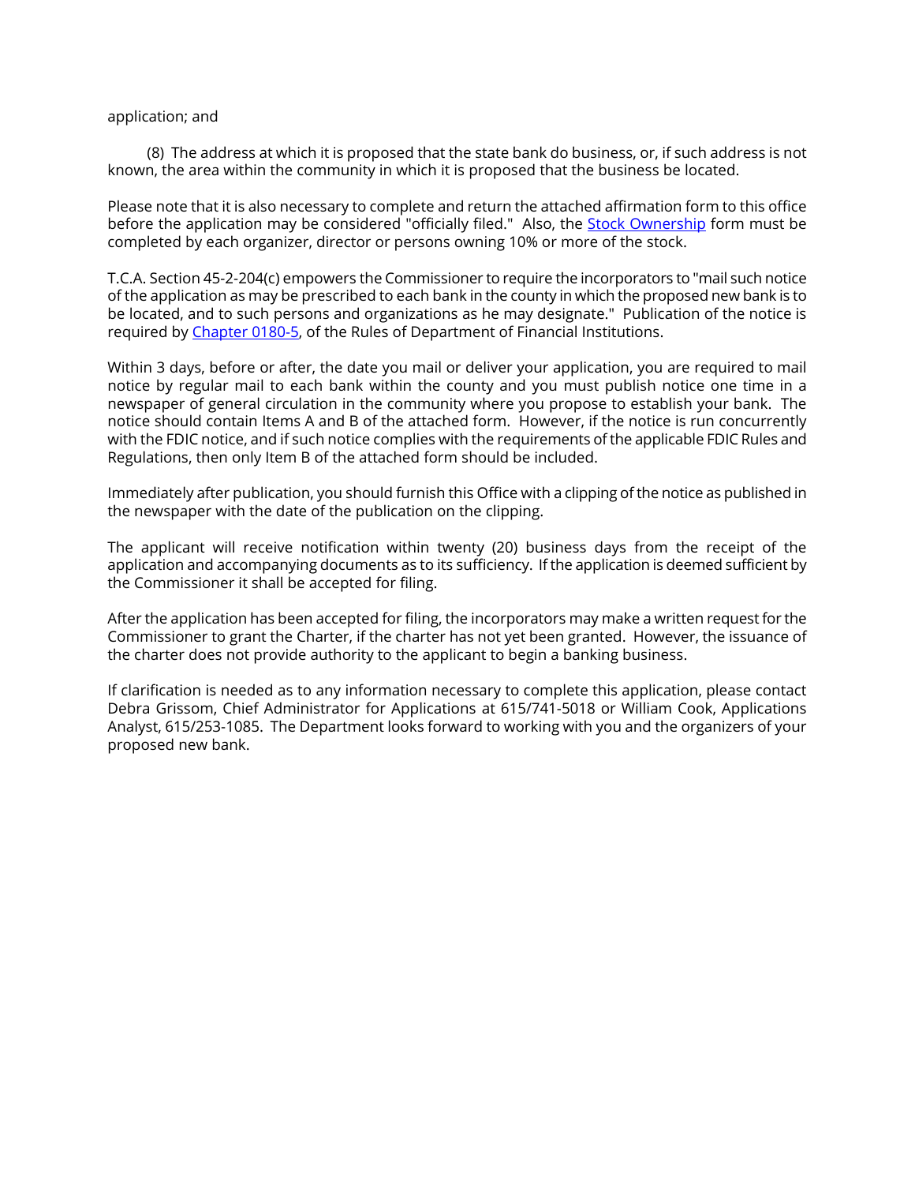application; and

(8) The address at which it is proposed that the state bank do business, or, if such address is not known, the area within the community in which it is proposed that the business be located.

Please note that it is also necessary to complete and return the attached affirmation form to this office before the application may be considered "officially filed." Also, the Stock Ownership form must be completed by each organizer, director or persons owning 10% or more of the stock.

T.C.A. Section 45-2-204(c) empowers the Commissioner to require the incorporators to "mail such notice of the application as may be prescribed to each bank in the county in which the proposed new bank is to be located, and to such persons and organizations as he may designate." Publication of the notice is required by Chapter 0180-5, of the Rules of Department of Financial Institutions.

Within 3 days, before or after, the date you mail or deliver your application, you are required to mail notice by regular mail to each bank within the county and you must publish notice one time in a newspaper of general circulation in the community where you propose to establish your bank. The notice should contain Items A and B of the attached form. However, if the notice is run concurrently with the FDIC notice, and if such notice complies with the requirements of the applicable FDIC Rules and Regulations, then only Item B of the attached form should be included.

Immediately after publication, you should furnish this Office with a clipping of the notice as published in the newspaper with the date of the publication on the clipping.

The applicant will receive notification within twenty (20) business days from the receipt of the application and accompanying documents as to its sufficiency. If the application is deemed sufficient by the Commissioner it shall be accepted for filing.

After the application has been accepted for filing, the incorporators may make a written request for the Commissioner to grant the Charter, if the charter has not yet been granted. However, the issuance of the charter does not provide authority to the applicant to begin a banking business.

If clarification is needed as to any information necessary to complete this application, please contact Debra Grissom, Chief Administrator for Applications at 615/741-5018 or William Cook, Applications Analyst, 615/253-1085. The Department looks forward to working with you and the organizers of your proposed new bank.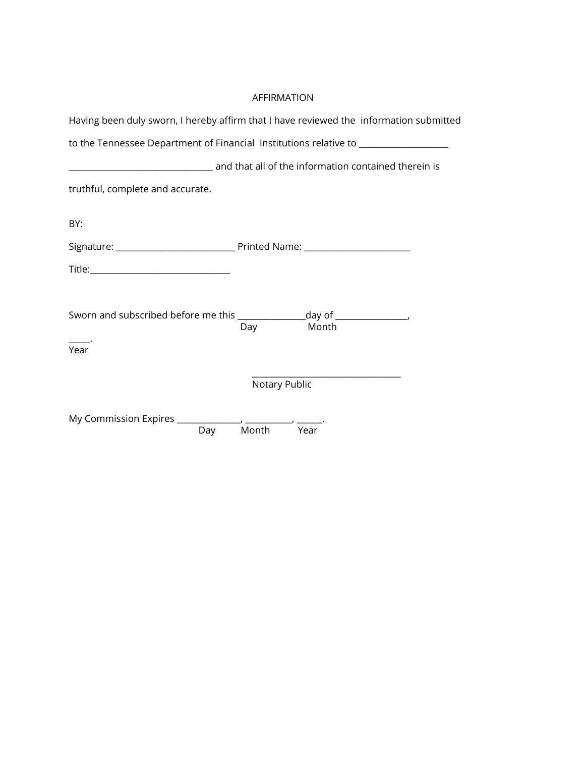AFFIRMATION

Having been duly sworn, I hereby affirm that I have reviewed the information submitted to the Tennessee Department of Financial Institutions relative to ____________________ ________________________________ and that all of the information contained therein is truthful, complete and accurate.

BY:

Signature: ___________________________ Printed Name: ________________________

Title:_______________________________

Sworn and subscribed before me this _______________day of ________________, _____.
Day Month Year

__________________________________
Notary Public

My Commission Expires ______________, ___________, ______.
Day Month Year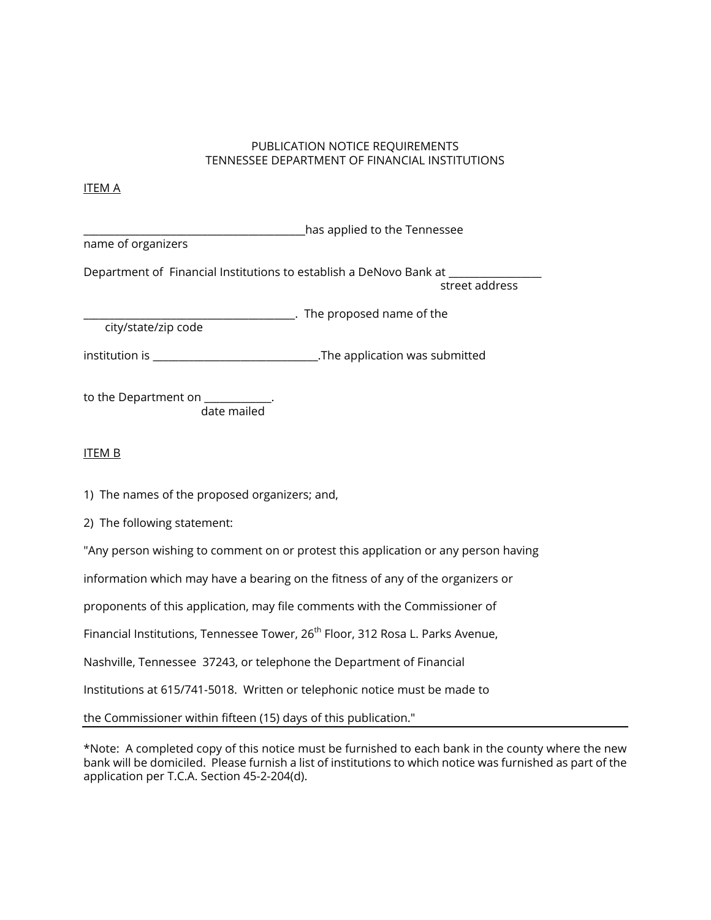PUBLICATION NOTICE REQUIREMENTS
TENNESSEE DEPARTMENT OF FINANCIAL INSTITUTIONS

ITEM A

__________________________________________has applied to the Tennessee
name of organizers

Department of Financial Institutions to establish a DeNovo Bank at __________________
street address

________________________________________. The proposed name of the
city/state/zip code

institution is _______________________________.The application was submitted

to the Department on _____________.
date mailed

ITEM B

1) The names of the proposed organizers; and,

2) The following statement:

"Any person wishing to comment on or protest this application or any person having information which may have a bearing on the fitness of any of the organizers or proponents of this application, may file comments with the Commissioner of Financial Institutions, Tennessee Tower, 26th Floor, 312 Rosa L. Parks Avenue, Nashville, Tennessee 37243, or telephone the Department of Financial Institutions at 615/741-5018. Written or telephonic notice must be made to the Commissioner within fifteen (15) days of this publication."

---

*Note: A completed copy of this notice must be furnished to each bank in the county where the new bank will be domiciled. Please furnish a list of institutions to which notice was furnished as part of the application per T.C.A. Section 45-2-204(d).